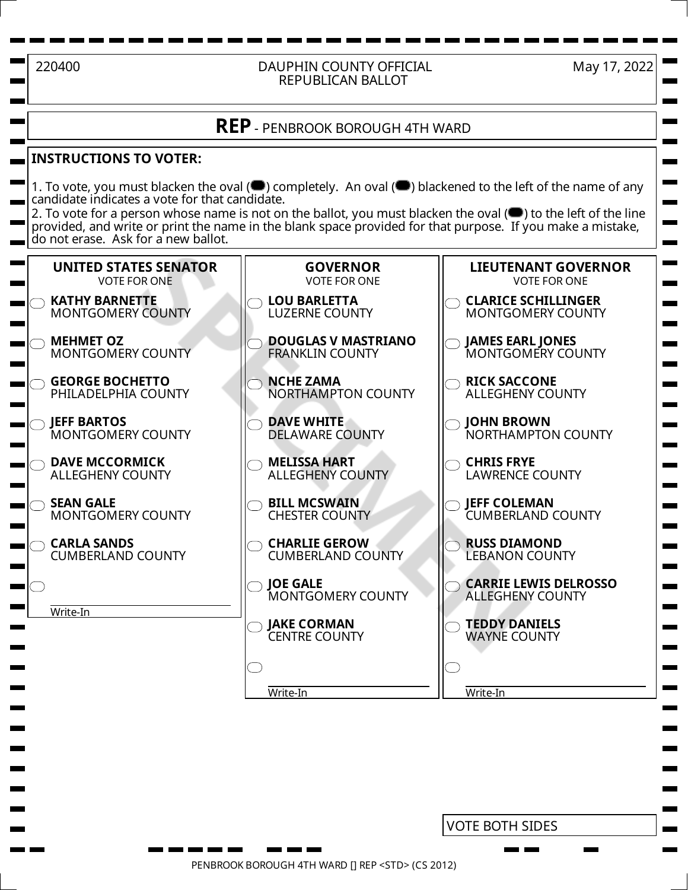220400 — DAUPHIN COUNTY OFFICIAL REPUBLICAN BALLOT — May 17, 2022

# REP - PENBROOK BOROUGH 4TH WARD

**INSTRUCTIONS TO VOTER:**

1. To vote, you must blacken the oval (⬬) completely. An oval (⬬) blackened to the left of the name of any candidate indicates a vote for that candidate.
2. To vote for a person whose name is not on the ballot, you must blacken the oval (⬬) to the left of the line provided, and write or print the name in the blank space provided for that purpose. If you make a mistake, do not erase. Ask for a new ballot.

## UNITED STATES SENATOR
VOTE FOR ONE

- ⬭ **KATHY BARNETTE** MONTGOMERY COUNTY
- ⬭ **MEHMET OZ** MONTGOMERY COUNTY
- ⬭ **GEORGE BOCHETTO** PHILADELPHIA COUNTY
- ⬭ **JEFF BARTOS** MONTGOMERY COUNTY
- ⬭ **DAVE MCCORMICK** ALLEGHENY COUNTY
- ⬭ **SEAN GALE** MONTGOMERY COUNTY
- ⬭ **CARLA SANDS** CUMBERLAND COUNTY
- ⬭ ______________ Write-In

## GOVERNOR
VOTE FOR ONE

- ⬭ **LOU BARLETTA** LUZERNE COUNTY
- ⬭ **DOUGLAS V MASTRIANO** FRANKLIN COUNTY
- ⬭ **NCHE ZAMA** NORTHAMPTON COUNTY
- ⬭ **DAVE WHITE** DELAWARE COUNTY
- ⬭ **MELISSA HART** ALLEGHENY COUNTY
- ⬭ **BILL MCSWAIN** CHESTER COUNTY
- ⬭ **CHARLIE GEROW** CUMBERLAND COUNTY
- ⬭ **JOE GALE** MONTGOMERY COUNTY
- ⬭ **JAKE CORMAN** CENTRE COUNTY
- ⬭ ______________ Write-In

## LIEUTENANT GOVERNOR
VOTE FOR ONE

- ⬭ **CLARICE SCHILLINGER** MONTGOMERY COUNTY
- ⬭ **JAMES EARL JONES** MONTGOMERY COUNTY
- ⬭ **RICK SACCONE** ALLEGHENY COUNTY
- ⬭ **JOHN BROWN** NORTHAMPTON COUNTY
- ⬭ **CHRIS FRYE** LAWRENCE COUNTY
- ⬭ **JEFF COLEMAN** CUMBERLAND COUNTY
- ⬭ **RUSS DIAMOND** LEBANON COUNTY
- ⬭ **CARRIE LEWIS DELROSSO** ALLEGHENY COUNTY
- ⬭ **TEDDY DANIELS** WAYNE COUNTY
- ⬭ ______________ Write-In

VOTE BOTH SIDES

PENBROOK BOROUGH 4TH WARD [] REP <STD> (CS 2012)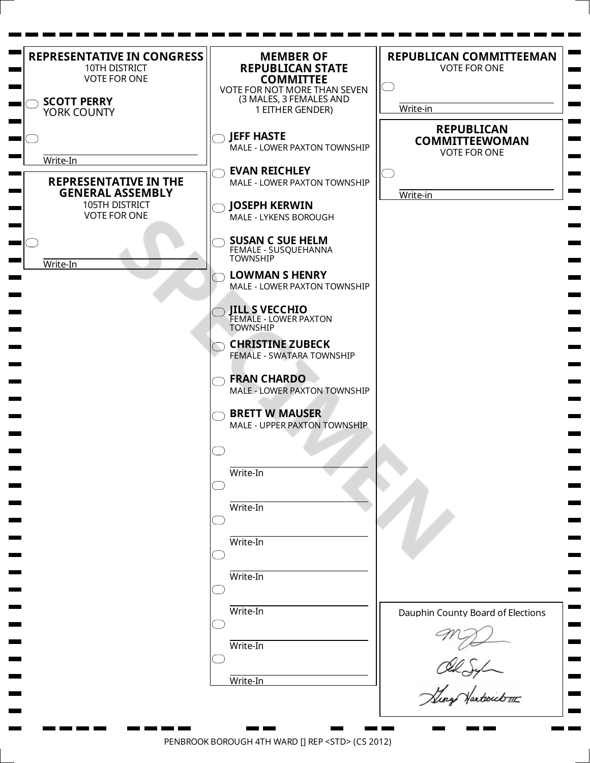## REPRESENTATIVE IN CONGRESS

10TH DISTRICT
VOTE FOR ONE

- **SCOTT PERRY**
  YORK COUNTY
- Write-In

## REPRESENTATIVE IN THE GENERAL ASSEMBLY

105TH DISTRICT
VOTE FOR ONE

- Write-In

## MEMBER OF REPUBLICAN STATE COMMITTEE

VOTE FOR NOT MORE THAN SEVEN
(3 MALES, 3 FEMALES AND
1 EITHER GENDER)

- **JEFF HASTE**
  MALE - LOWER PAXTON TOWNSHIP
- **EVAN REICHLEY**
  MALE - LOWER PAXTON TOWNSHIP
- **JOSEPH KERWIN**
  MALE - LYKENS BOROUGH
- **SUSAN C SUE HELM**
  FEMALE - SUSQUEHANNA TOWNSHIP
- **LOWMAN S HENRY**
  MALE - LOWER PAXTON TOWNSHIP
- **JILL S VECCHIO**
  FEMALE - LOWER PAXTON TOWNSHIP
- **CHRISTINE ZUBECK**
  FEMALE - SWATARA TOWNSHIP
- **FRAN CHARDO**
  MALE - LOWER PAXTON TOWNSHIP
- **BRETT W MAUSER**
  MALE - UPPER PAXTON TOWNSHIP
- Write-In
- Write-In
- Write-In
- Write-In
- Write-In
- Write-In
- Write-In

## REPUBLICAN COMMITTEEMAN

VOTE FOR ONE

- Write-in

## REPUBLICAN COMMITTEEWOMAN

VOTE FOR ONE

- Write-in

Dauphin County Board of Elections

SPECIMEN

PENBROOK BOROUGH 4TH WARD [] REP <STD> (CS 2012)